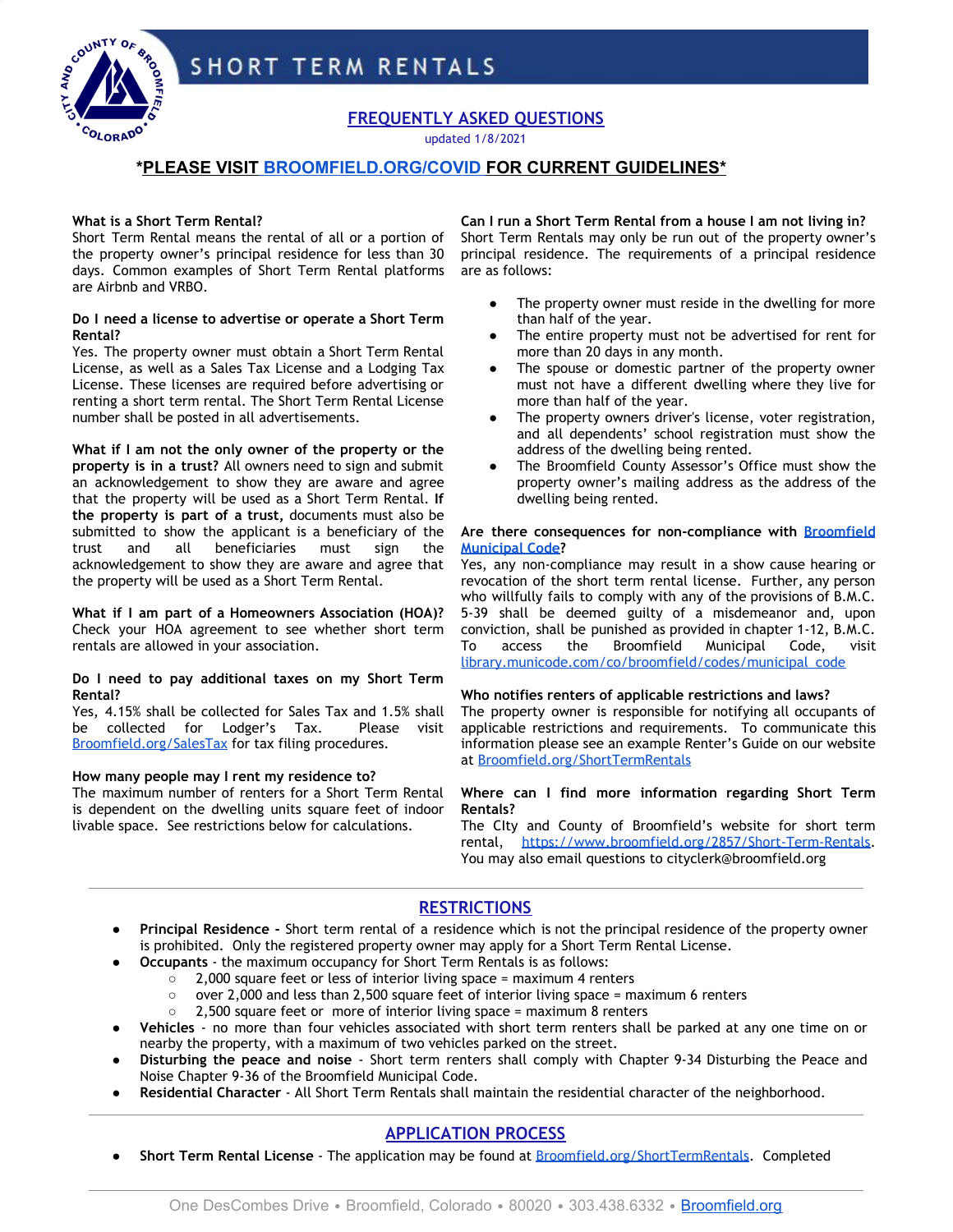# SHORT TERM RENTALS

## FREQUENTLY ASKED QUESTIONS

updated 1/8/2021

**\*PLEASE VISIT BROOMFIELD.ORG/COVID FOR CURRENT GUIDELINES\***

**What is a Short Term Rental?**
Short Term Rental means the rental of all or a portion of the property owner's principal residence for less than 30 days. Common examples of Short Term Rental platforms are Airbnb and VRBO.

**Do I need a license to advertise or operate a Short Term Rental?**
Yes. The property owner must obtain a Short Term Rental License, as well as a Sales Tax License and a Lodging Tax License. These licenses are required before advertising or renting a short term rental. The Short Term Rental License number shall be posted in all advertisements.

**What if I am not the only owner of the property or the property is in a trust?** All owners need to sign and submit an acknowledgement to show they are aware and agree that the property will be used as a Short Term Rental. **If the property is part of a trust,** documents must also be submitted to show the applicant is a beneficiary of the trust and all beneficiaries must sign the acknowledgement to show they are aware and agree that the property will be used as a Short Term Rental.

**What if I am part of a Homeowners Association (HOA)?** Check your HOA agreement to see whether short term rentals are allowed in your association.

**Do I need to pay additional taxes on my Short Term Rental?**
Yes, 4.15% shall be collected for Sales Tax and 1.5% shall be collected for Lodger's Tax. Please visit Broomfield.org/SalesTax for tax filing procedures.

**How many people may I rent my residence to?**
The maximum number of renters for a Short Term Rental is dependent on the dwelling units square feet of indoor livable space. See restrictions below for calculations.

**Can I run a Short Term Rental from a house I am not living in?**
Short Term Rentals may only be run out of the property owner's principal residence. The requirements of a principal residence are as follows:

- The property owner must reside in the dwelling for more than half of the year.
- The entire property must not be advertised for rent for more than 20 days in any month.
- The spouse or domestic partner of the property owner must not have a different dwelling where they live for more than half of the year.
- The property owners driver's license, voter registration, and all dependents' school registration must show the address of the dwelling being rented.
- The Broomfield County Assessor's Office must show the property owner's mailing address as the address of the dwelling being rented.

**Are there consequences for non-compliance with Broomfield Municipal Code?**
Yes, any non-compliance may result in a show cause hearing or revocation of the short term rental license. Further, any person who willfully fails to comply with any of the provisions of B.M.C. 5-39 shall be deemed guilty of a misdemeanor and, upon conviction, shall be punished as provided in chapter 1-12, B.M.C. To access the Broomfield Municipal Code, visit library.municode.com/co/broomfield/codes/municipal_code

**Who notifies renters of applicable restrictions and laws?**
The property owner is responsible for notifying all occupants of applicable restrictions and requirements. To communicate this information please see an example Renter's Guide on our website at Broomfield.org/ShortTermRentals

**Where can I find more information regarding Short Term Rentals?**
The CIty and County of Broomfield's website for short term rental, https://www.broomfield.org/2857/Short-Term-Rentals. You may also email questions to cityclerk@broomfield.org

## RESTRICTIONS

- **Principal Residence -** Short term rental of a residence which is not the principal residence of the property owner is prohibited. Only the registered property owner may apply for a Short Term Rental License.
- **Occupants** - the maximum occupancy for Short Term Rentals is as follows:
  - 2,000 square feet or less of interior living space = maximum 4 renters
  - over 2,000 and less than 2,500 square feet of interior living space = maximum 6 renters
  - 2,500 square feet or more of interior living space = maximum 8 renters
- **Vehicles** - no more than four vehicles associated with short term renters shall be parked at any one time on or nearby the property, with a maximum of two vehicles parked on the street.
- **Disturbing the peace and noise** - Short term renters shall comply with Chapter 9-34 Disturbing the Peace and Noise Chapter 9-36 of the Broomfield Municipal Code.
- **Residential Character** - All Short Term Rentals shall maintain the residential character of the neighborhood.

## APPLICATION PROCESS

- **Short Term Rental License** - The application may be found at Broomfield.org/ShortTermRentals. Completed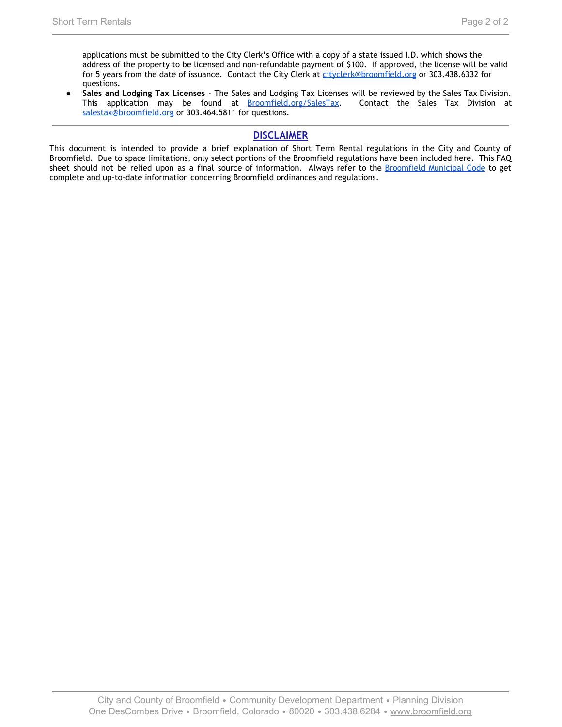applications must be submitted to the City Clerk's Office with a copy of a state issued I.D. which shows the address of the property to be licensed and non-refundable payment of $100. If approved, the license will be valid for 5 years from the date of issuance. Contact the City Clerk at cityclerk@broomfield.org or 303.438.6332 for questions.

- **Sales and Lodging Tax Licenses** - The Sales and Lodging Tax Licenses will be reviewed by the Sales Tax Division. This application may be found at Broomfield.org/SalesTax. Contact the Sales Tax Division at salestax@broomfield.org or 303.464.5811 for questions.

## DISCLAIMER

This document is intended to provide a brief explanation of Short Term Rental regulations in the City and County of Broomfield. Due to space limitations, only select portions of the Broomfield regulations have been included here. This FAQ sheet should not be relied upon as a final source of information. Always refer to the Broomfield Municipal Code to get complete and up-to-date information concerning Broomfield ordinances and regulations.